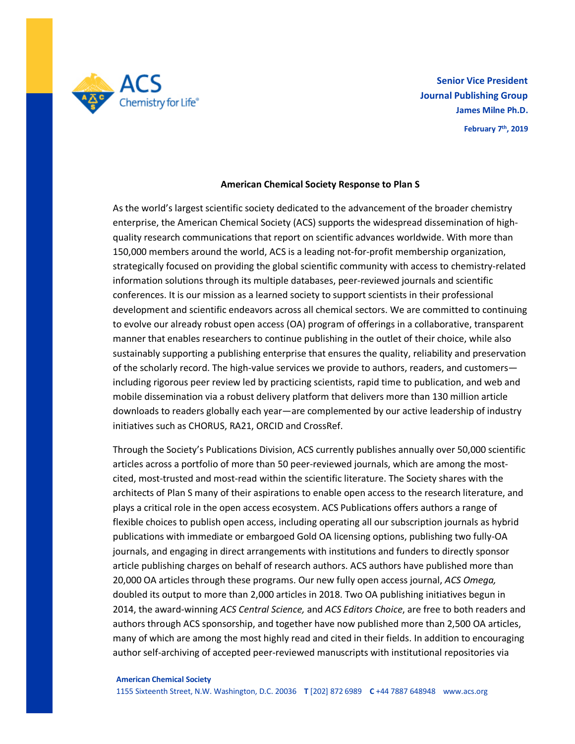**Senior Vice President**
**Journal Publishing Group**
**James Milne Ph.D.**

**February 7th, 2019**

**American Chemical Society Response to Plan S**

As the world's largest scientific society dedicated to the advancement of the broader chemistry enterprise, the American Chemical Society (ACS) supports the widespread dissemination of high-quality research communications that report on scientific advances worldwide. With more than 150,000 members around the world, ACS is a leading not-for-profit membership organization, strategically focused on providing the global scientific community with access to chemistry-related information solutions through its multiple databases, peer-reviewed journals and scientific conferences. It is our mission as a learned society to support scientists in their professional development and scientific endeavors across all chemical sectors. We are committed to continuing to evolve our already robust open access (OA) program of offerings in a collaborative, transparent manner that enables researchers to continue publishing in the outlet of their choice, while also sustainably supporting a publishing enterprise that ensures the quality, reliability and preservation of the scholarly record. The high-value services we provide to authors, readers, and customers—including rigorous peer review led by practicing scientists, rapid time to publication, and web and mobile dissemination via a robust delivery platform that delivers more than 130 million article downloads to readers globally each year—are complemented by our active leadership of industry initiatives such as CHORUS, RA21, ORCID and CrossRef.

Through the Society's Publications Division, ACS currently publishes annually over 50,000 scientific articles across a portfolio of more than 50 peer-reviewed journals, which are among the most-cited, most-trusted and most-read within the scientific literature. The Society shares with the architects of Plan S many of their aspirations to enable open access to the research literature, and plays a critical role in the open access ecosystem. ACS Publications offers authors a range of flexible choices to publish open access, including operating all our subscription journals as hybrid publications with immediate or embargoed Gold OA licensing options, publishing two fully-OA journals, and engaging in direct arrangements with institutions and funders to directly sponsor article publishing charges on behalf of research authors. ACS authors have published more than 20,000 OA articles through these programs. Our new fully open access journal, *ACS Omega,* doubled its output to more than 2,000 articles in 2018. Two OA publishing initiatives begun in 2014, the award-winning *ACS Central Science,* and *ACS Editors Choice*, are free to both readers and authors through ACS sponsorship, and together have now published more than 2,500 OA articles, many of which are among the most highly read and cited in their fields. In addition to encouraging author self-archiving of accepted peer-reviewed manuscripts with institutional repositories via

**American Chemical Society**
1155 Sixteenth Street, N.W. Washington, D.C. 20036 **T** [202] 872 6989 **C** +44 7887 648948 www.acs.org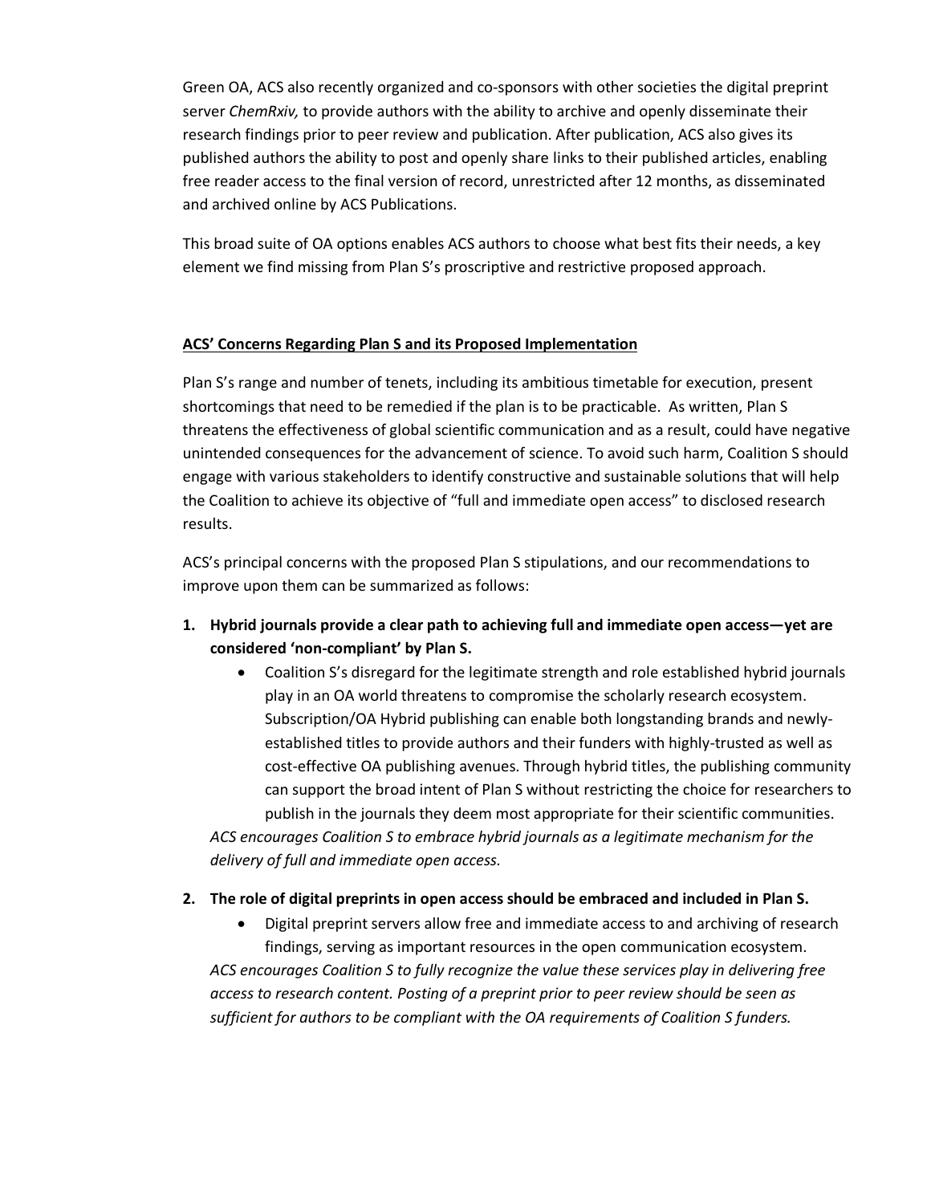Green OA, ACS also recently organized and co-sponsors with other societies the digital preprint server *ChemRxiv,* to provide authors with the ability to archive and openly disseminate their research findings prior to peer review and publication. After publication, ACS also gives its published authors the ability to post and openly share links to their published articles, enabling free reader access to the final version of record, unrestricted after 12 months, as disseminated and archived online by ACS Publications.

This broad suite of OA options enables ACS authors to choose what best fits their needs, a key element we find missing from Plan S's proscriptive and restrictive proposed approach.

## ACS' Concerns Regarding Plan S and its Proposed Implementation

Plan S's range and number of tenets, including its ambitious timetable for execution, present shortcomings that need to be remedied if the plan is to be practicable. As written, Plan S threatens the effectiveness of global scientific communication and as a result, could have negative unintended consequences for the advancement of science. To avoid such harm, Coalition S should engage with various stakeholders to identify constructive and sustainable solutions that will help the Coalition to achieve its objective of "full and immediate open access" to disclosed research results.

ACS's principal concerns with the proposed Plan S stipulations, and our recommendations to improve upon them can be summarized as follows:

1. **Hybrid journals provide a clear path to achieving full and immediate open access—yet are considered 'non-compliant' by Plan S.**
   - Coalition S's disregard for the legitimate strength and role established hybrid journals play in an OA world threatens to compromise the scholarly research ecosystem. Subscription/OA Hybrid publishing can enable both longstanding brands and newly-established titles to provide authors and their funders with highly-trusted as well as cost-effective OA publishing avenues. Through hybrid titles, the publishing community can support the broad intent of Plan S without restricting the choice for researchers to publish in the journals they deem most appropriate for their scientific communities.

   *ACS encourages Coalition S to embrace hybrid journals as a legitimate mechanism for the delivery of full and immediate open access.*

2. **The role of digital preprints in open access should be embraced and included in Plan S.**
   - Digital preprint servers allow free and immediate access to and archiving of research findings, serving as important resources in the open communication ecosystem.

   *ACS encourages Coalition S to fully recognize the value these services play in delivering free access to research content. Posting of a preprint prior to peer review should be seen as sufficient for authors to be compliant with the OA requirements of Coalition S funders.*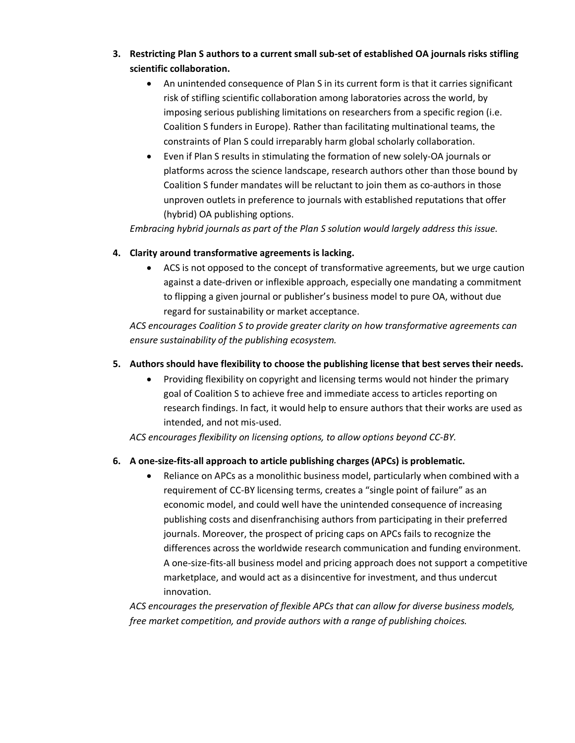3. **Restricting Plan S authors to a current small sub-set of established OA journals risks stifling scientific collaboration.**
   - An unintended consequence of Plan S in its current form is that it carries significant risk of stifling scientific collaboration among laboratories across the world, by imposing serious publishing limitations on researchers from a specific region (i.e. Coalition S funders in Europe). Rather than facilitating multinational teams, the constraints of Plan S could irreparably harm global scholarly collaboration.
   - Even if Plan S results in stimulating the formation of new solely-OA journals or platforms across the science landscape, research authors other than those bound by Coalition S funder mandates will be reluctant to join them as co-authors in those unproven outlets in preference to journals with established reputations that offer (hybrid) OA publishing options.

   *Embracing hybrid journals as part of the Plan S solution would largely address this issue.*

4. **Clarity around transformative agreements is lacking.**
   - ACS is not opposed to the concept of transformative agreements, but we urge caution against a date-driven or inflexible approach, especially one mandating a commitment to flipping a given journal or publisher's business model to pure OA, without due regard for sustainability or market acceptance.

   *ACS encourages Coalition S to provide greater clarity on how transformative agreements can ensure sustainability of the publishing ecosystem.*

5. **Authors should have flexibility to choose the publishing license that best serves their needs.**
   - Providing flexibility on copyright and licensing terms would not hinder the primary goal of Coalition S to achieve free and immediate access to articles reporting on research findings. In fact, it would help to ensure authors that their works are used as intended, and not mis-used.

   *ACS encourages flexibility on licensing options, to allow options beyond CC-BY.*

6. **A one-size-fits-all approach to article publishing charges (APCs) is problematic.**
   - Reliance on APCs as a monolithic business model, particularly when combined with a requirement of CC-BY licensing terms, creates a "single point of failure" as an economic model, and could well have the unintended consequence of increasing publishing costs and disenfranchising authors from participating in their preferred journals. Moreover, the prospect of pricing caps on APCs fails to recognize the differences across the worldwide research communication and funding environment. A one-size-fits-all business model and pricing approach does not support a competitive marketplace, and would act as a disincentive for investment, and thus undercut innovation.

   *ACS encourages the preservation of flexible APCs that can allow for diverse business models, free market competition, and provide authors with a range of publishing choices.*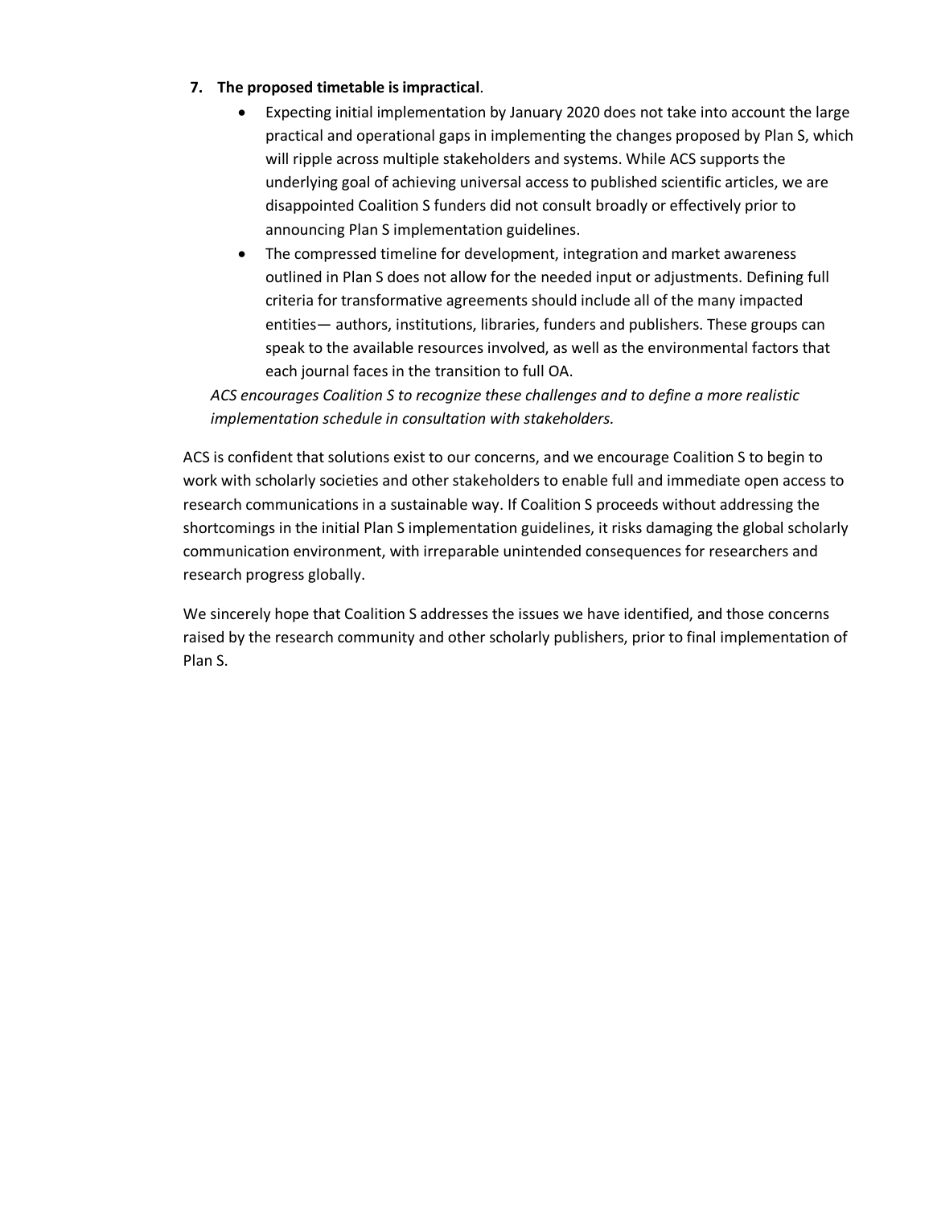7. **The proposed timetable is impractical**.
    - Expecting initial implementation by January 2020 does not take into account the large practical and operational gaps in implementing the changes proposed by Plan S, which will ripple across multiple stakeholders and systems. While ACS supports the underlying goal of achieving universal access to published scientific articles, we are disappointed Coalition S funders did not consult broadly or effectively prior to announcing Plan S implementation guidelines.
    - The compressed timeline for development, integration and market awareness outlined in Plan S does not allow for the needed input or adjustments. Defining full criteria for transformative agreements should include all of the many impacted entities— authors, institutions, libraries, funders and publishers. These groups can speak to the available resources involved, as well as the environmental factors that each journal faces in the transition to full OA.

    *ACS encourages Coalition S to recognize these challenges and to define a more realistic implementation schedule in consultation with stakeholders.*

ACS is confident that solutions exist to our concerns, and we encourage Coalition S to begin to work with scholarly societies and other stakeholders to enable full and immediate open access to research communications in a sustainable way. If Coalition S proceeds without addressing the shortcomings in the initial Plan S implementation guidelines, it risks damaging the global scholarly communication environment, with irreparable unintended consequences for researchers and research progress globally.

We sincerely hope that Coalition S addresses the issues we have identified, and those concerns raised by the research community and other scholarly publishers, prior to final implementation of Plan S.